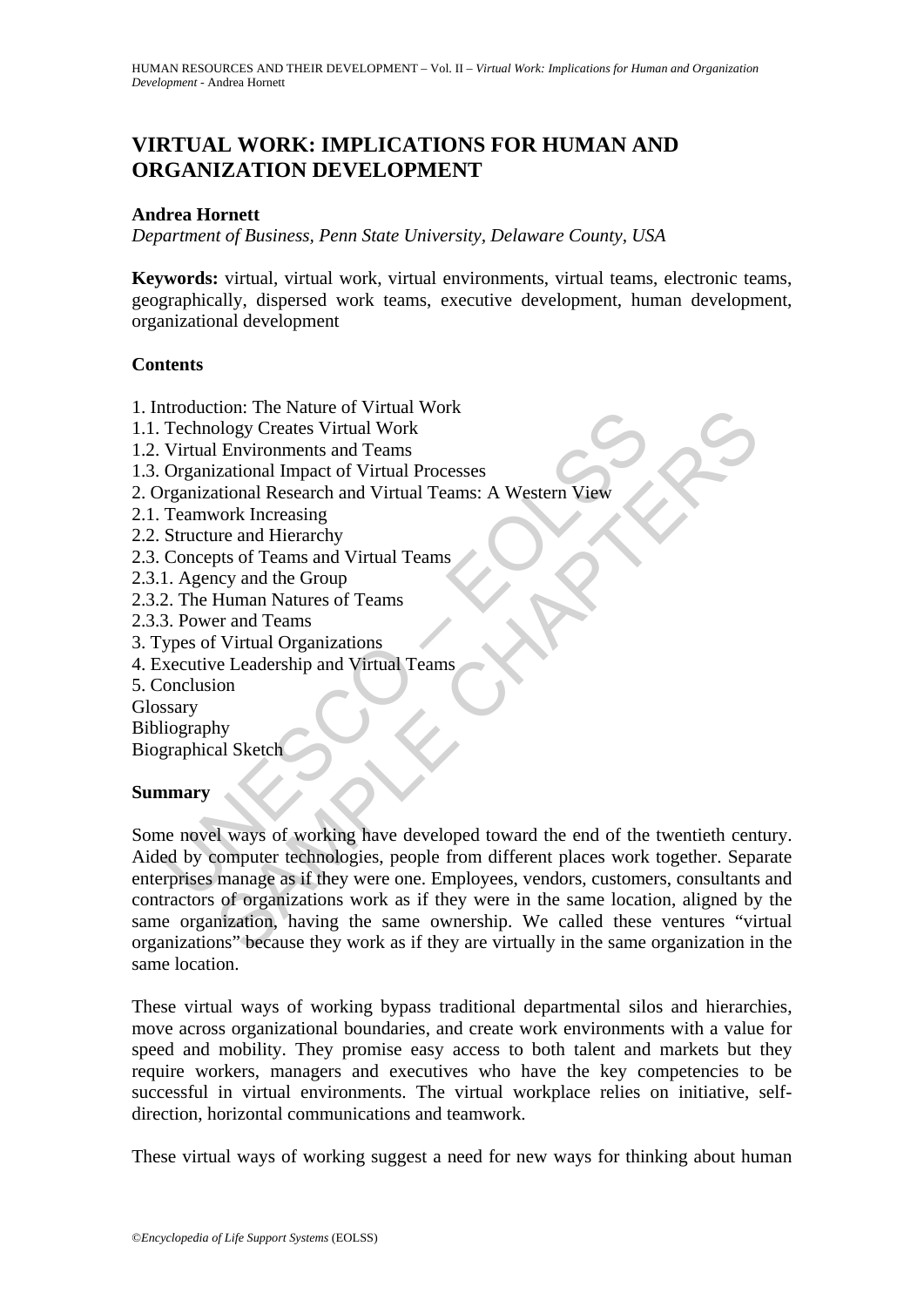# VIRTUAL WORK: IMPLICATIONS FOR HUMAN AND ORGANIZATION DEVELOPMENT

**Andrea Hornett**

*Department of Business, Penn State University, Delaware County, USA*

**Keywords:** virtual, virtual work, virtual environments, virtual teams, electronic teams, geographically, dispersed work teams, executive development, human development, organizational development

## Contents

1. Introduction: The Nature of Virtual Work
1.1. Technology Creates Virtual Work
1.2. Virtual Environments and Teams
1.3. Organizational Impact of Virtual Processes
2. Organizational Research and Virtual Teams: A Western View
2.1. Teamwork Increasing
2.2. Structure and Hierarchy
2.3. Concepts of Teams and Virtual Teams
2.3.1. Agency and the Group
2.3.2. The Human Natures of Teams
2.3.3. Power and Teams
3. Types of Virtual Organizations
4. Executive Leadership and Virtual Teams
5. Conclusion
Glossary
Bibliography
Biographical Sketch

## Summary

Some novel ways of working have developed toward the end of the twentieth century. Aided by computer technologies, people from different places work together. Separate enterprises manage as if they were one. Employees, vendors, customers, consultants and contractors of organizations work as if they were in the same location, aligned by the same organization, having the same ownership. We called these ventures "virtual organizations" because they work as if they are virtually in the same organization in the same location.

These virtual ways of working bypass traditional departmental silos and hierarchies, move across organizational boundaries, and create work environments with a value for speed and mobility. They promise easy access to both talent and markets but they require workers, managers and executives who have the key competencies to be successful in virtual environments. The virtual workplace relies on initiative, self-direction, horizontal communications and teamwork.

These virtual ways of working suggest a need for new ways for thinking about human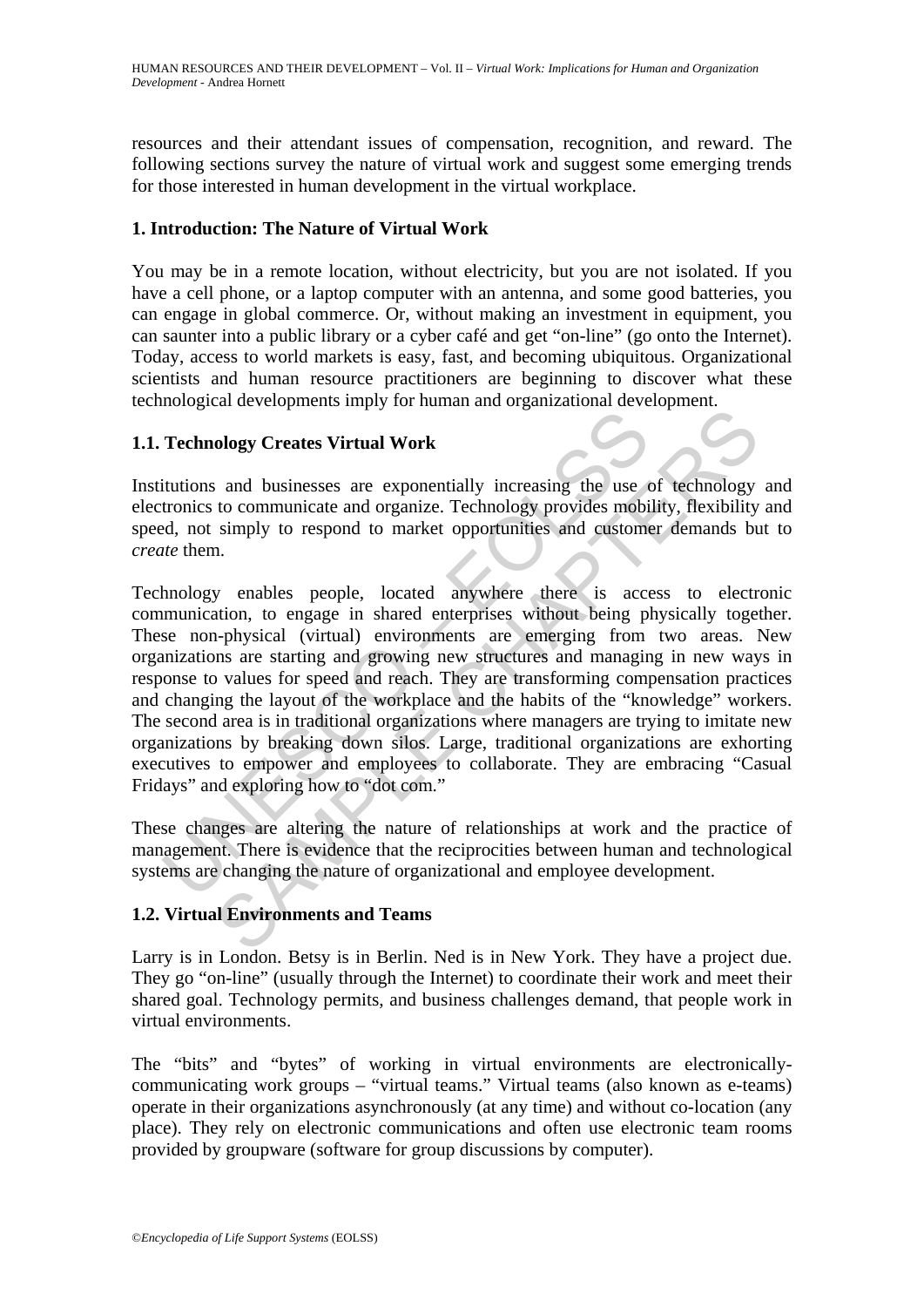resources and their attendant issues of compensation, recognition, and reward. The following sections survey the nature of virtual work and suggest some emerging trends for those interested in human development in the virtual workplace.

## 1. Introduction: The Nature of Virtual Work

You may be in a remote location, without electricity, but you are not isolated. If you have a cell phone, or a laptop computer with an antenna, and some good batteries, you can engage in global commerce. Or, without making an investment in equipment, you can saunter into a public library or a cyber café and get "on-line" (go onto the Internet). Today, access to world markets is easy, fast, and becoming ubiquitous. Organizational scientists and human resource practitioners are beginning to discover what these technological developments imply for human and organizational development.

### 1.1. Technology Creates Virtual Work

Institutions and businesses are exponentially increasing the use of technology and electronics to communicate and organize. Technology provides mobility, flexibility and speed, not simply to respond to market opportunities and customer demands but to *create* them.

Technology enables people, located anywhere there is access to electronic communication, to engage in shared enterprises without being physically together. These non-physical (virtual) environments are emerging from two areas. New organizations are starting and growing new structures and managing in new ways in response to values for speed and reach. They are transforming compensation practices and changing the layout of the workplace and the habits of the "knowledge" workers. The second area is in traditional organizations where managers are trying to imitate new organizations by breaking down silos. Large, traditional organizations are exhorting executives to empower and employees to collaborate. They are embracing "Casual Fridays" and exploring how to "dot com."

These changes are altering the nature of relationships at work and the practice of management. There is evidence that the reciprocities between human and technological systems are changing the nature of organizational and employee development.

### 1.2. Virtual Environments and Teams

Larry is in London. Betsy is in Berlin. Ned is in New York. They have a project due. They go "on-line" (usually through the Internet) to coordinate their work and meet their shared goal. Technology permits, and business challenges demand, that people work in virtual environments.

The "bits" and "bytes" of working in virtual environments are electronically-communicating work groups – "virtual teams." Virtual teams (also known as e-teams) operate in their organizations asynchronously (at any time) and without co-location (any place). They rely on electronic communications and often use electronic team rooms provided by groupware (software for group discussions by computer).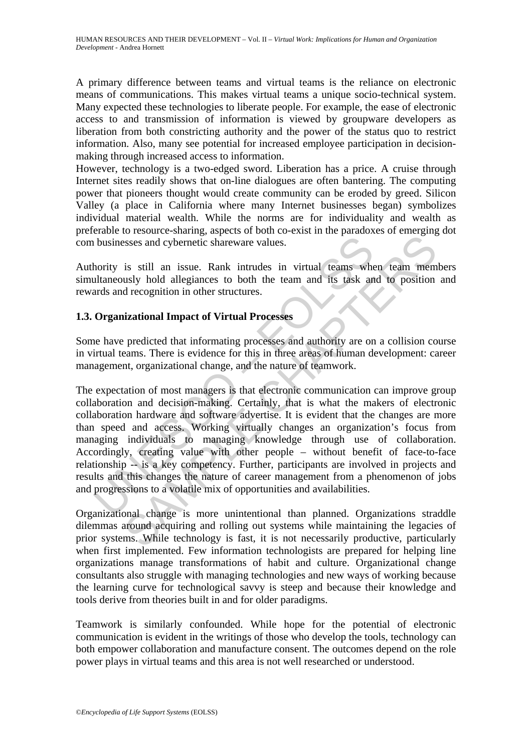A primary difference between teams and virtual teams is the reliance on electronic means of communications. This makes virtual teams a unique socio-technical system. Many expected these technologies to liberate people. For example, the ease of electronic access to and transmission of information is viewed by groupware developers as liberation from both constricting authority and the power of the status quo to restrict information. Also, many see potential for increased employee participation in decision-making through increased access to information.

However, technology is a two-edged sword. Liberation has a price. A cruise through Internet sites readily shows that on-line dialogues are often bantering. The computing power that pioneers thought would create community can be eroded by greed. Silicon Valley (a place in California where many Internet businesses began) symbolizes individual material wealth. While the norms are for individuality and wealth as preferable to resource-sharing, aspects of both co-exist in the paradoxes of emerging dot com businesses and cybernetic shareware values.

Authority is still an issue. Rank intrudes in virtual teams when team members simultaneously hold allegiances to both the team and its task and to position and rewards and recognition in other structures.

### 1.3. Organizational Impact of Virtual Processes

Some have predicted that informating processes and authority are on a collision course in virtual teams. There is evidence for this in three areas of human development: career management, organizational change, and the nature of teamwork.

The expectation of most managers is that electronic communication can improve group collaboration and decision-making. Certainly, that is what the makers of electronic collaboration hardware and software advertise. It is evident that the changes are more than speed and access. Working virtually changes an organization's focus from managing individuals to managing knowledge through use of collaboration. Accordingly, creating value with other people – without benefit of face-to-face relationship -- is a key competency. Further, participants are involved in projects and results and this changes the nature of career management from a phenomenon of jobs and progressions to a volatile mix of opportunities and availabilities.

Organizational change is more unintentional than planned. Organizations straddle dilemmas around acquiring and rolling out systems while maintaining the legacies of prior systems. While technology is fast, it is not necessarily productive, particularly when first implemented. Few information technologists are prepared for helping line organizations manage transformations of habit and culture. Organizational change consultants also struggle with managing technologies and new ways of working because the learning curve for technological savvy is steep and because their knowledge and tools derive from theories built in and for older paradigms.

Teamwork is similarly confounded. While hope for the potential of electronic communication is evident in the writings of those who develop the tools, technology can both empower collaboration and manufacture consent. The outcomes depend on the role power plays in virtual teams and this area is not well researched or understood.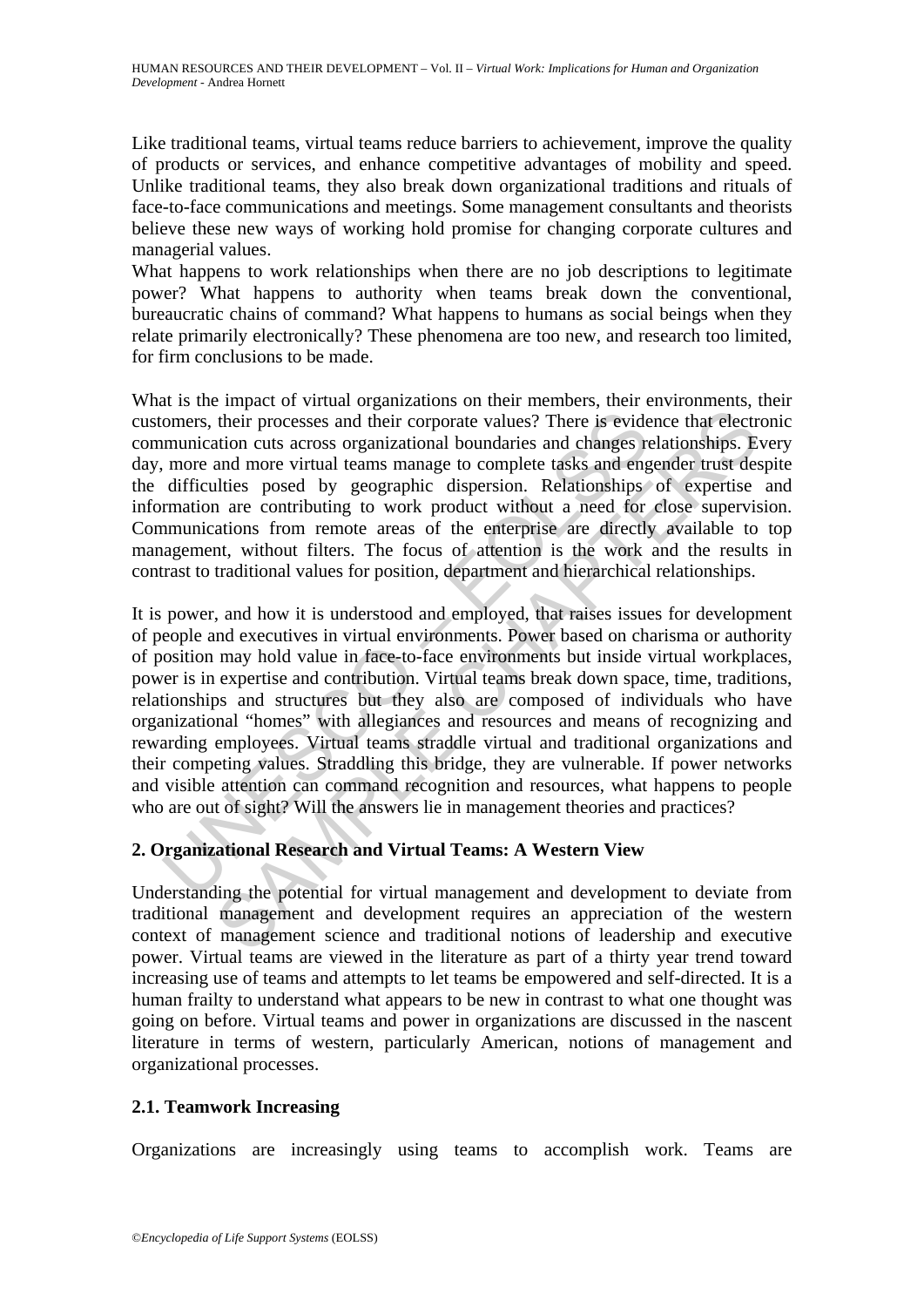Like traditional teams, virtual teams reduce barriers to achievement, improve the quality of products or services, and enhance competitive advantages of mobility and speed. Unlike traditional teams, they also break down organizational traditions and rituals of face-to-face communications and meetings. Some management consultants and theorists believe these new ways of working hold promise for changing corporate cultures and managerial values.

What happens to work relationships when there are no job descriptions to legitimate power? What happens to authority when teams break down the conventional, bureaucratic chains of command? What happens to humans as social beings when they relate primarily electronically? These phenomena are too new, and research too limited, for firm conclusions to be made.

What is the impact of virtual organizations on their members, their environments, their customers, their processes and their corporate values? There is evidence that electronic communication cuts across organizational boundaries and changes relationships. Every day, more and more virtual teams manage to complete tasks and engender trust despite the difficulties posed by geographic dispersion. Relationships of expertise and information are contributing to work product without a need for close supervision. Communications from remote areas of the enterprise are directly available to top management, without filters. The focus of attention is the work and the results in contrast to traditional values for position, department and hierarchical relationships.

It is power, and how it is understood and employed, that raises issues for development of people and executives in virtual environments. Power based on charisma or authority of position may hold value in face-to-face environments but inside virtual workplaces, power is in expertise and contribution. Virtual teams break down space, time, traditions, relationships and structures but they also are composed of individuals who have organizational "homes" with allegiances and resources and means of recognizing and rewarding employees. Virtual teams straddle virtual and traditional organizations and their competing values. Straddling this bridge, they are vulnerable. If power networks and visible attention can command recognition and resources, what happens to people who are out of sight? Will the answers lie in management theories and practices?

## 2. Organizational Research and Virtual Teams: A Western View

Understanding the potential for virtual management and development to deviate from traditional management and development requires an appreciation of the western context of management science and traditional notions of leadership and executive power. Virtual teams are viewed in the literature as part of a thirty year trend toward increasing use of teams and attempts to let teams be empowered and self-directed. It is a human frailty to understand what appears to be new in contrast to what one thought was going on before. Virtual teams and power in organizations are discussed in the nascent literature in terms of western, particularly American, notions of management and organizational processes.

### 2.1. Teamwork Increasing

Organizations are increasingly using teams to accomplish work. Teams are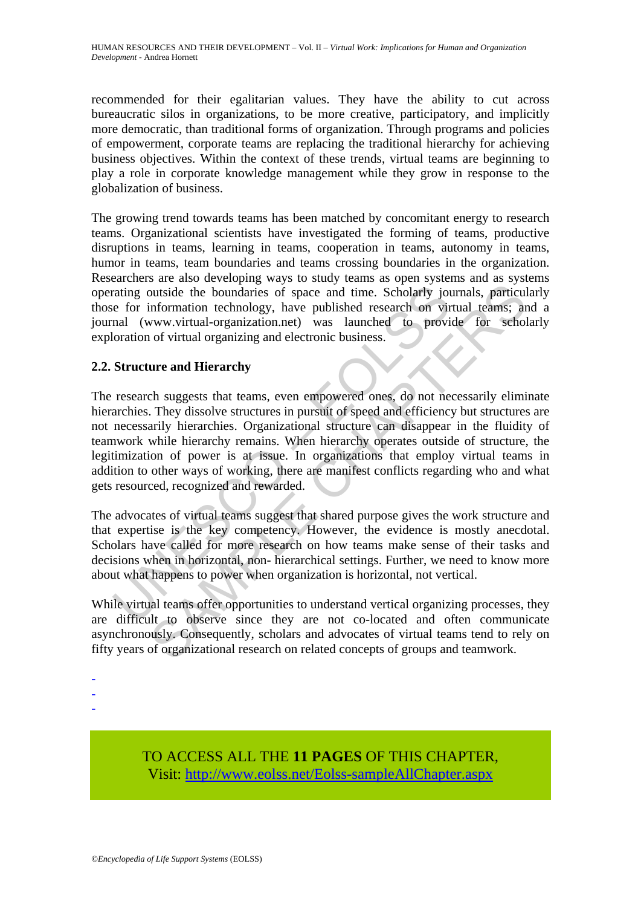recommended for their egalitarian values. They have the ability to cut across bureaucratic silos in organizations, to be more creative, participatory, and implicitly more democratic, than traditional forms of organization. Through programs and policies of empowerment, corporate teams are replacing the traditional hierarchy for achieving business objectives. Within the context of these trends, virtual teams are beginning to play a role in corporate knowledge management while they grow in response to the globalization of business.

The growing trend towards teams has been matched by concomitant energy to research teams. Organizational scientists have investigated the forming of teams, productive disruptions in teams, learning in teams, cooperation in teams, autonomy in teams, humor in teams, team boundaries and teams crossing boundaries in the organization. Researchers are also developing ways to study teams as open systems and as systems operating outside the boundaries of space and time. Scholarly journals, particularly those for information technology, have published research on virtual teams; and a journal (www.virtual-organization.net) was launched to provide for scholarly exploration of virtual organizing and electronic business.

### 2.2. Structure and Hierarchy

The research suggests that teams, even empowered ones, do not necessarily eliminate hierarchies. They dissolve structures in pursuit of speed and efficiency but structures are not necessarily hierarchies. Organizational structure can disappear in the fluidity of teamwork while hierarchy remains. When hierarchy operates outside of structure, the legitimization of power is at issue. In organizations that employ virtual teams in addition to other ways of working, there are manifest conflicts regarding who and what gets resourced, recognized and rewarded.

The advocates of virtual teams suggest that shared purpose gives the work structure and that expertise is the key competency. However, the evidence is mostly anecdotal. Scholars have called for more research on how teams make sense of their tasks and decisions when in horizontal, non- hierarchical settings. Further, we need to know more about what happens to power when organization is horizontal, not vertical.

While virtual teams offer opportunities to understand vertical organizing processes, they are difficult to observe since they are not co-located and often communicate asynchronously. Consequently, scholars and advocates of virtual teams tend to rely on fifty years of organizational research on related concepts of groups and teamwork.

-
-
-

TO ACCESS ALL THE **11 PAGES** OF THIS CHAPTER,
Visit: http://www.eolss.net/Eolss-sampleAllChapter.aspx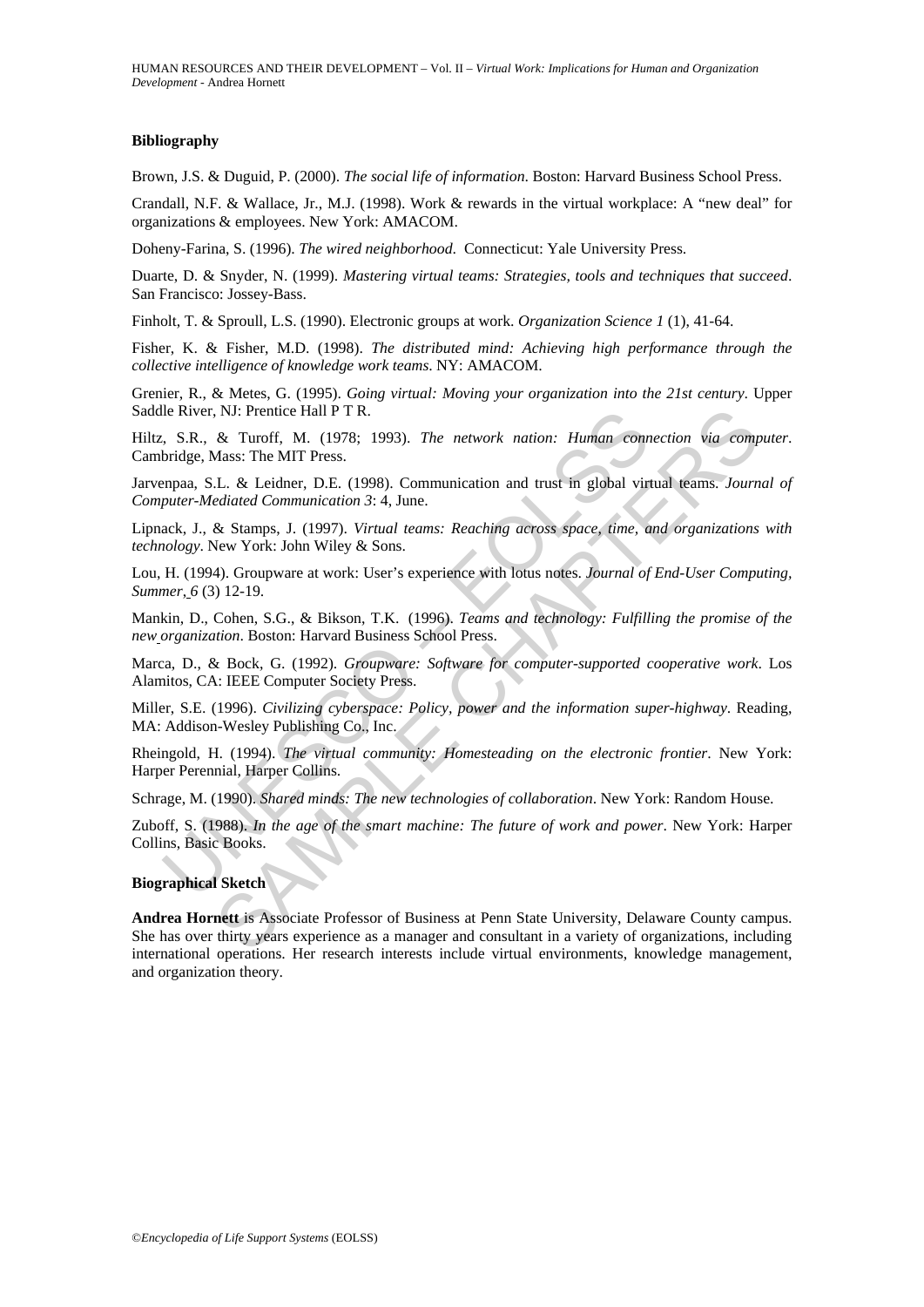### Bibliography

Brown, J.S. & Duguid, P. (2000). *The social life of information*. Boston: Harvard Business School Press.

Crandall, N.F. & Wallace, Jr., M.J. (1998). Work & rewards in the virtual workplace: A "new deal" for organizations & employees. New York: AMACOM.

Doheny-Farina, S. (1996). *The wired neighborhood*. Connecticut: Yale University Press.

Duarte, D. & Snyder, N. (1999). *Mastering virtual teams: Strategies, tools and techniques that succeed*. San Francisco: Jossey-Bass.

Finholt, T. & Sproull, L.S. (1990). Electronic groups at work. *Organization Science 1* (1), 41-64.

Fisher, K. & Fisher, M.D. (1998). *The distributed mind: Achieving high performance through the collective intelligence of knowledge work teams*. NY: AMACOM.

Grenier, R., & Metes, G. (1995). *Going virtual: Moving your organization into the 21st century*. Upper Saddle River, NJ: Prentice Hall P T R.

Hiltz, S.R., & Turoff, M. (1978; 1993). *The network nation: Human connection via computer*. Cambridge, Mass: The MIT Press.

Jarvenpaa, S.L. & Leidner, D.E. (1998). Communication and trust in global virtual teams. *Journal of Computer-Mediated Communication 3*: 4, June.

Lipnack, J., & Stamps, J. (1997). *Virtual teams: Reaching across space, time, and organizations with technology*. New York: John Wiley & Sons.

Lou, H. (1994). Groupware at work: User's experience with lotus notes. *Journal of End-User Computing, Summer, 6* (3) 12-19.

Mankin, D., Cohen, S.G., & Bikson, T.K. (1996). *Teams and technology: Fulfilling the promise of the new organization*. Boston: Harvard Business School Press.

Marca, D., & Bock, G. (1992). *Groupware: Software for computer-supported cooperative work*. Los Alamitos, CA: IEEE Computer Society Press.

Miller, S.E. (1996). *Civilizing cyberspace: Policy, power and the information super-highway*. Reading, MA: Addison-Wesley Publishing Co., Inc.

Rheingold, H. (1994). *The virtual community: Homesteading on the electronic frontier*. New York: Harper Perennial, Harper Collins.

Schrage, M. (1990). *Shared minds: The new technologies of collaboration*. New York: Random House.

Zuboff, S. (1988). *In the age of the smart machine: The future of work and power*. New York: Harper Collins, Basic Books.

### Biographical Sketch

**Andrea Hornett** is Associate Professor of Business at Penn State University, Delaware County campus. She has over thirty years experience as a manager and consultant in a variety of organizations, including international operations. Her research interests include virtual environments, knowledge management, and organization theory.